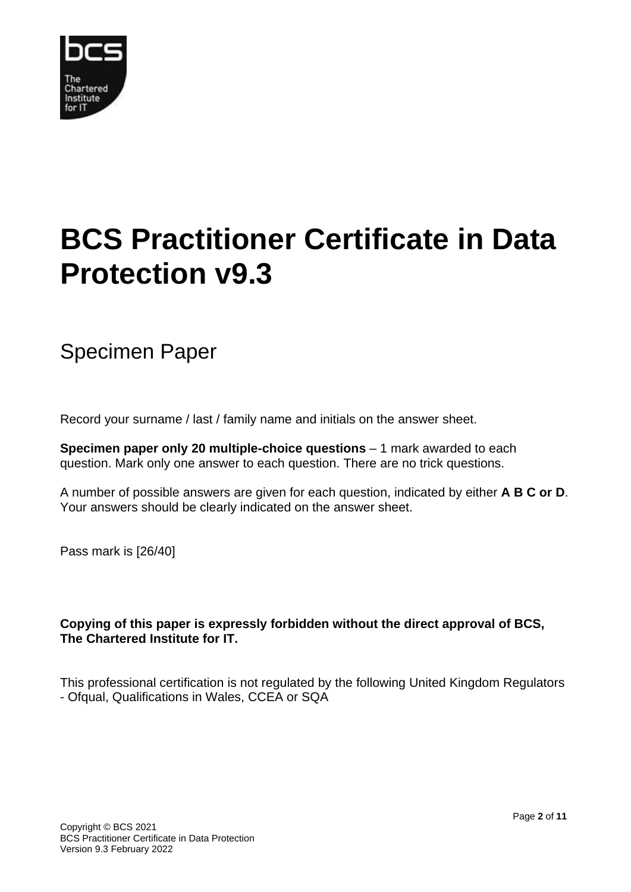# BCS Practitioner Certificate in Data Protection v9.3

## Specimen Paper

Record your surname / last / family name and initials on the answer sheet.

**Specimen paper only 20 multiple-choice questions** – 1 mark awarded to each question. Mark only one answer to each question. There are no trick questions.

A number of possible answers are given for each question, indicated by either **A B C or D**. Your answers should be clearly indicated on the answer sheet.

Pass mark is [26/40]

**Copying of this paper is expressly forbidden without the direct approval of BCS, The Chartered Institute for IT.**

This professional certification is not regulated by the following United Kingdom Regulators - Ofqual, Qualifications in Wales, CCEA or SQA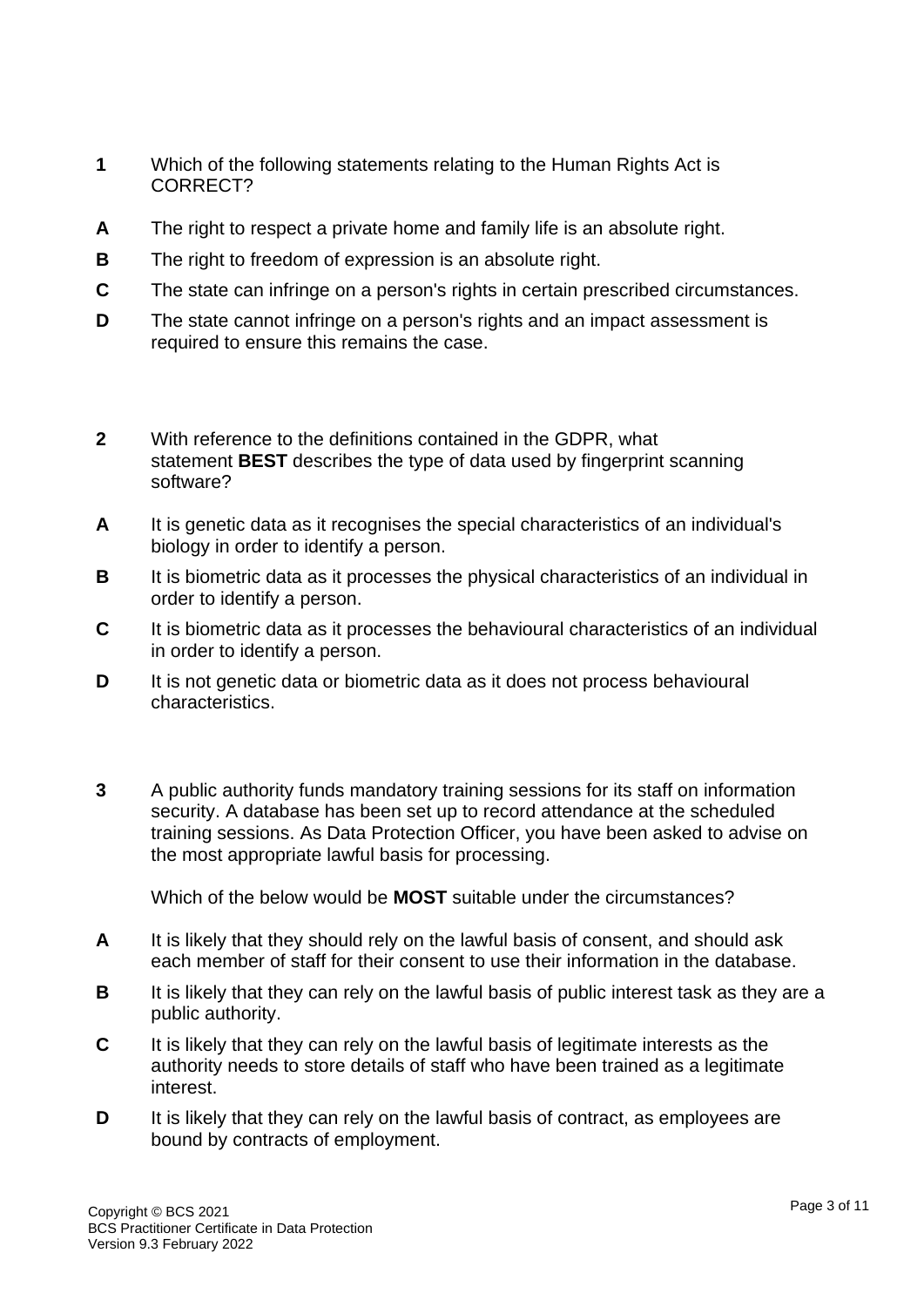**1** Which of the following statements relating to the Human Rights Act is CORRECT?

**A** The right to respect a private home and family life is an absolute right.

**B** The right to freedom of expression is an absolute right.

**C** The state can infringe on a person's rights in certain prescribed circumstances.

**D** The state cannot infringe on a person's rights and an impact assessment is required to ensure this remains the case.

**2** With reference to the definitions contained in the GDPR, what statement **BEST** describes the type of data used by fingerprint scanning software?

**A** It is genetic data as it recognises the special characteristics of an individual's biology in order to identify a person.

**B** It is biometric data as it processes the physical characteristics of an individual in order to identify a person.

**C** It is biometric data as it processes the behavioural characteristics of an individual in order to identify a person.

**D** It is not genetic data or biometric data as it does not process behavioural characteristics.

**3** A public authority funds mandatory training sessions for its staff on information security. A database has been set up to record attendance at the scheduled training sessions. As Data Protection Officer, you have been asked to advise on the most appropriate lawful basis for processing.

Which of the below would be **MOST** suitable under the circumstances?

**A** It is likely that they should rely on the lawful basis of consent, and should ask each member of staff for their consent to use their information in the database.

**B** It is likely that they can rely on the lawful basis of public interest task as they are a public authority.

**C** It is likely that they can rely on the lawful basis of legitimate interests as the authority needs to store details of staff who have been trained as a legitimate interest.

**D** It is likely that they can rely on the lawful basis of contract, as employees are bound by contracts of employment.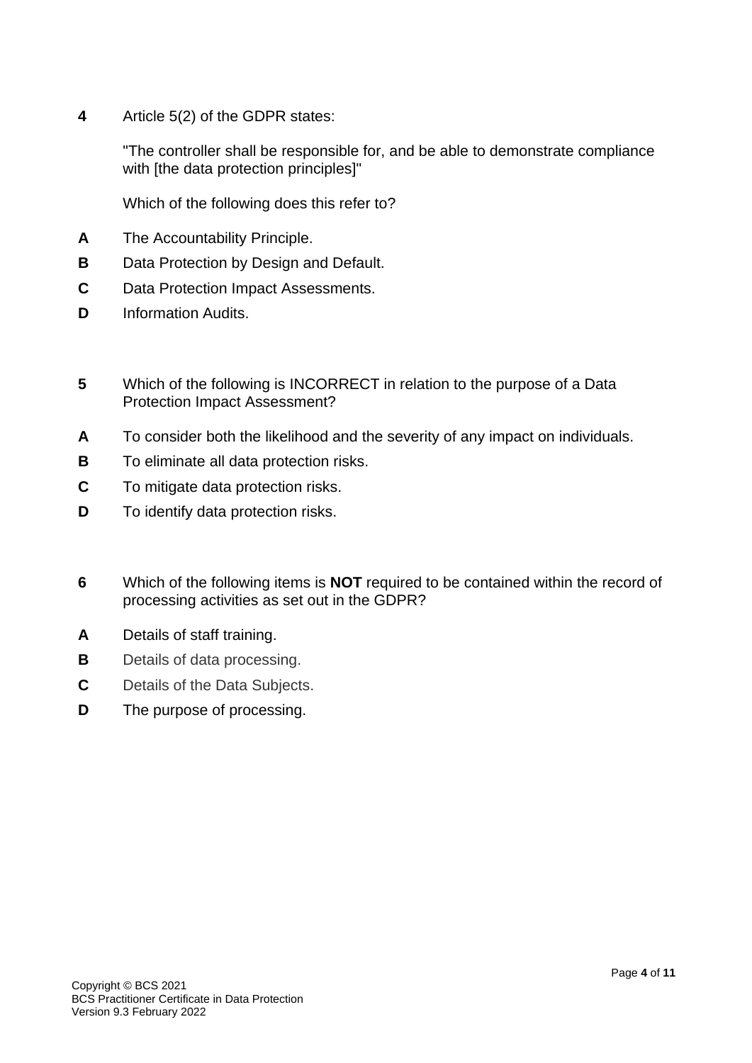**4** Article 5(2) of the GDPR states:

"The controller shall be responsible for, and be able to demonstrate compliance with [the data protection principles]"

Which of the following does this refer to?

**A** The Accountability Principle.

**B** Data Protection by Design and Default.

**C** Data Protection Impact Assessments.

**D** Information Audits.

**5** Which of the following is INCORRECT in relation to the purpose of a Data Protection Impact Assessment?

**A** To consider both the likelihood and the severity of any impact on individuals.

**B** To eliminate all data protection risks.

**C** To mitigate data protection risks.

**D** To identify data protection risks.

**6** Which of the following items is **NOT** required to be contained within the record of processing activities as set out in the GDPR?

**A** Details of staff training.

**B** Details of data processing.

**C** Details of the Data Subjects.

**D** The purpose of processing.

Copyright © BCS 2021
BCS Practitioner Certificate in Data Protection
Version 9.3 February 2022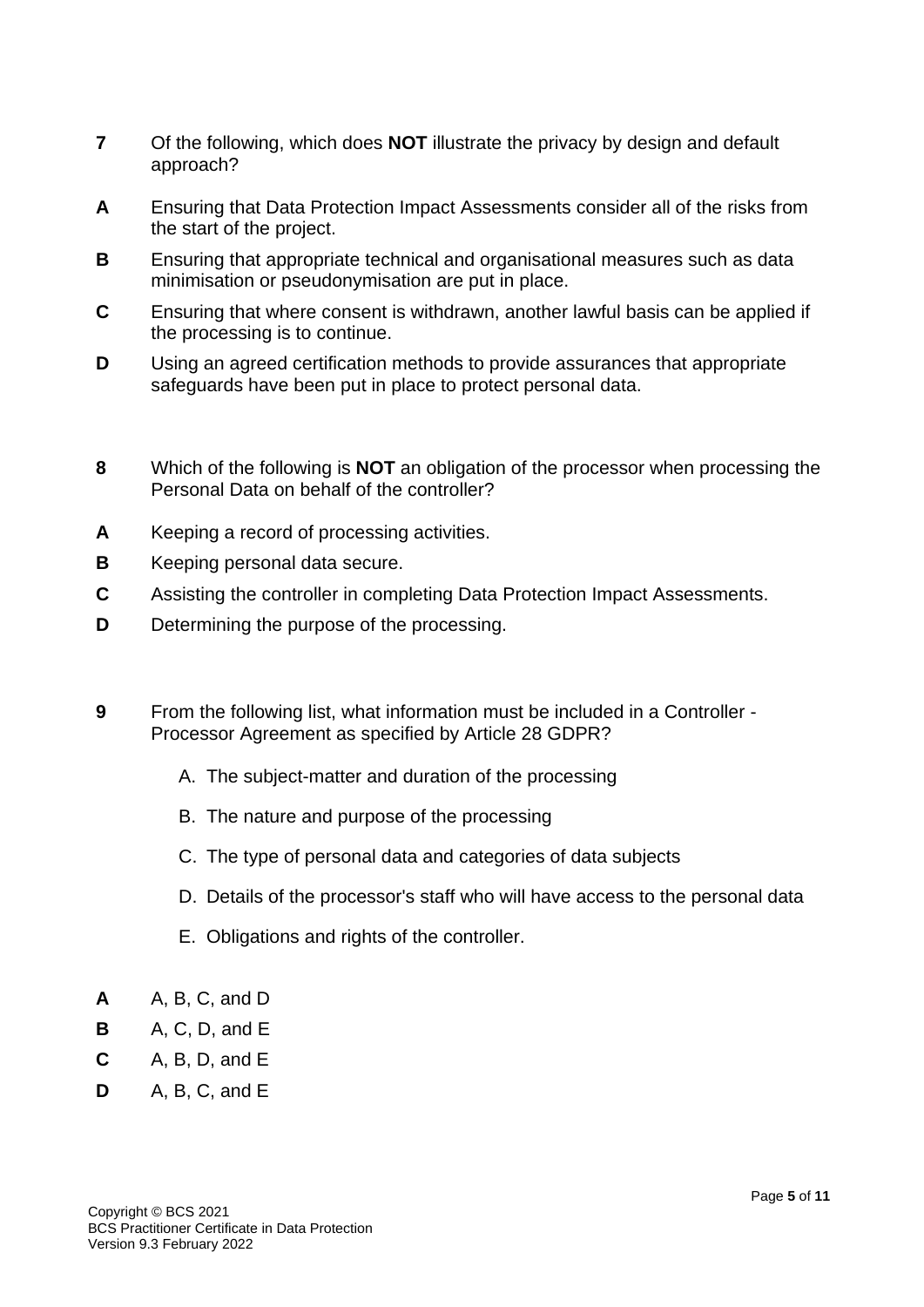**7** Of the following, which does **NOT** illustrate the privacy by design and default approach?

**A** Ensuring that Data Protection Impact Assessments consider all of the risks from the start of the project.

**B** Ensuring that appropriate technical and organisational measures such as data minimisation or pseudonymisation are put in place.

**C** Ensuring that where consent is withdrawn, another lawful basis can be applied if the processing is to continue.

**D** Using an agreed certification methods to provide assurances that appropriate safeguards have been put in place to protect personal data.

**8** Which of the following is **NOT** an obligation of the processor when processing the Personal Data on behalf of the controller?

**A** Keeping a record of processing activities.

**B** Keeping personal data secure.

**C** Assisting the controller in completing Data Protection Impact Assessments.

**D** Determining the purpose of the processing.

**9** From the following list, what information must be included in a Controller - Processor Agreement as specified by Article 28 GDPR?

A. The subject-matter and duration of the processing

B. The nature and purpose of the processing

C. The type of personal data and categories of data subjects

D. Details of the processor's staff who will have access to the personal data

E. Obligations and rights of the controller.

**A** A, B, C, and D

**B** A, C, D, and E

**C** A, B, D, and E

**D** A, B, C, and E

Copyright © BCS 2021
BCS Practitioner Certificate in Data Protection
Version 9.3 February 2022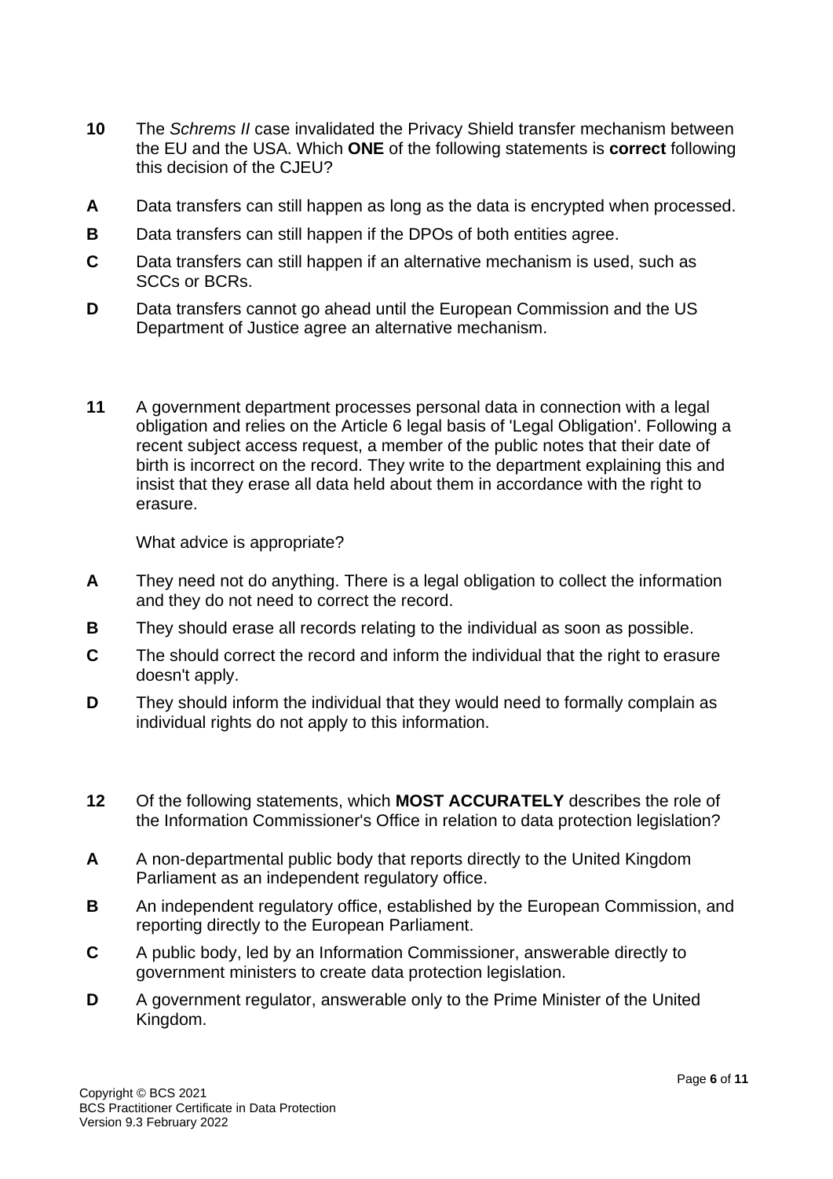**10** The *Schrems II* case invalidated the Privacy Shield transfer mechanism between the EU and the USA. Which **ONE** of the following statements is **correct** following this decision of the CJEU?

**A** Data transfers can still happen as long as the data is encrypted when processed.

**B** Data transfers can still happen if the DPOs of both entities agree.

**C** Data transfers can still happen if an alternative mechanism is used, such as SCCs or BCRs.

**D** Data transfers cannot go ahead until the European Commission and the US Department of Justice agree an alternative mechanism.

**11** A government department processes personal data in connection with a legal obligation and relies on the Article 6 legal basis of 'Legal Obligation'. Following a recent subject access request, a member of the public notes that their date of birth is incorrect on the record. They write to the department explaining this and insist that they erase all data held about them in accordance with the right to erasure.

What advice is appropriate?

**A** They need not do anything. There is a legal obligation to collect the information and they do not need to correct the record.

**B** They should erase all records relating to the individual as soon as possible.

**C** The should correct the record and inform the individual that the right to erasure doesn't apply.

**D** They should inform the individual that they would need to formally complain as individual rights do not apply to this information.

**12** Of the following statements, which **MOST ACCURATELY** describes the role of the Information Commissioner's Office in relation to data protection legislation?

**A** A non-departmental public body that reports directly to the United Kingdom Parliament as an independent regulatory office.

**B** An independent regulatory office, established by the European Commission, and reporting directly to the European Parliament.

**C** A public body, led by an Information Commissioner, answerable directly to government ministers to create data protection legislation.

**D** A government regulator, answerable only to the Prime Minister of the United Kingdom.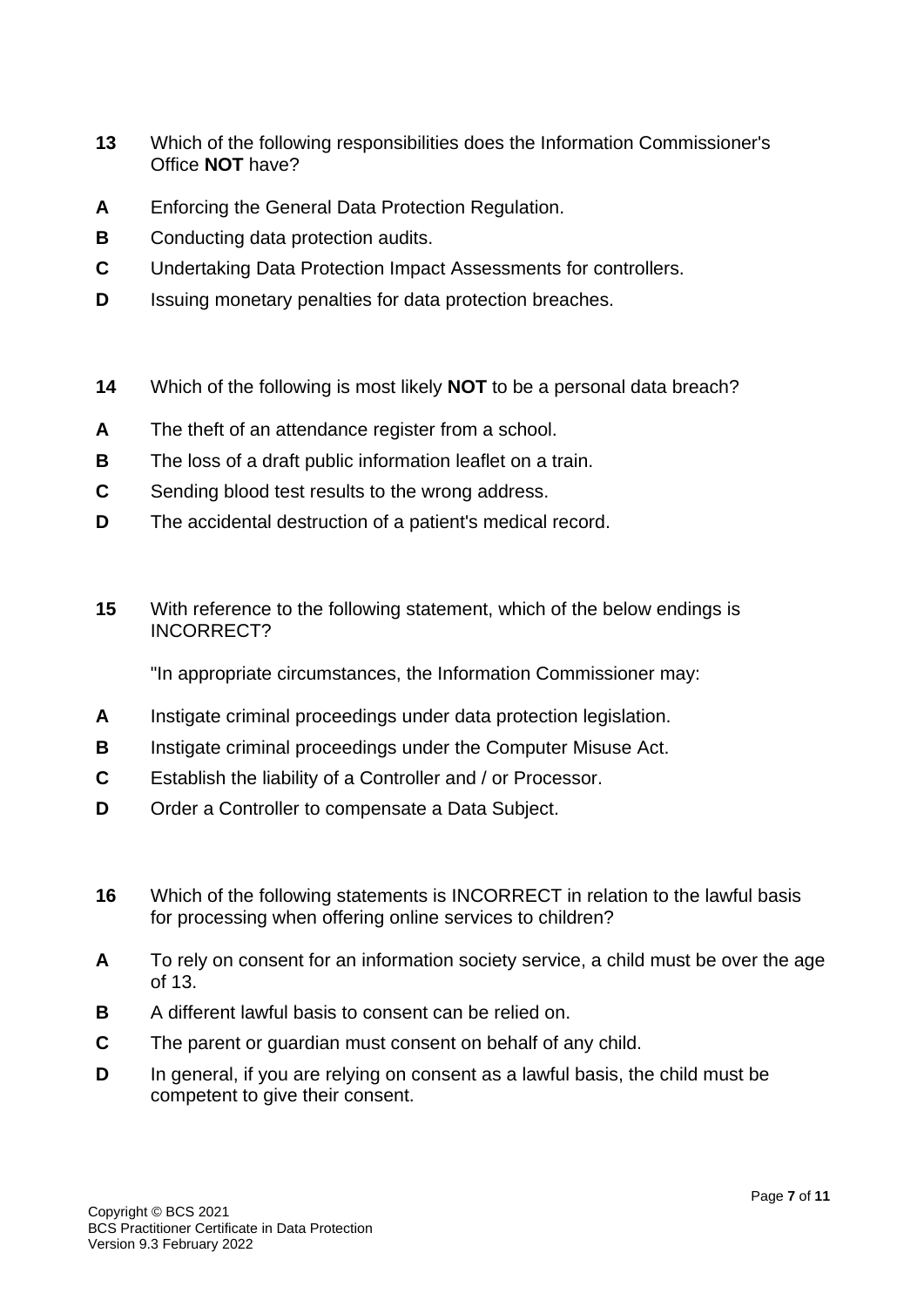**13** Which of the following responsibilities does the Information Commissioner's Office **NOT** have?

**A** Enforcing the General Data Protection Regulation.

**B** Conducting data protection audits.

**C** Undertaking Data Protection Impact Assessments for controllers.

**D** Issuing monetary penalties for data protection breaches.

**14** Which of the following is most likely **NOT** to be a personal data breach?

**A** The theft of an attendance register from a school.

**B** The loss of a draft public information leaflet on a train.

**C** Sending blood test results to the wrong address.

**D** The accidental destruction of a patient's medical record.

**15** With reference to the following statement, which of the below endings is INCORRECT?

"In appropriate circumstances, the Information Commissioner may:

**A** Instigate criminal proceedings under data protection legislation.

**B** Instigate criminal proceedings under the Computer Misuse Act.

**C** Establish the liability of a Controller and / or Processor.

**D** Order a Controller to compensate a Data Subject.

**16** Which of the following statements is INCORRECT in relation to the lawful basis for processing when offering online services to children?

**A** To rely on consent for an information society service, a child must be over the age of 13.

**B** A different lawful basis to consent can be relied on.

**C** The parent or guardian must consent on behalf of any child.

**D** In general, if you are relying on consent as a lawful basis, the child must be competent to give their consent.

Copyright © BCS 2021
BCS Practitioner Certificate in Data Protection
Version 9.3 February 2022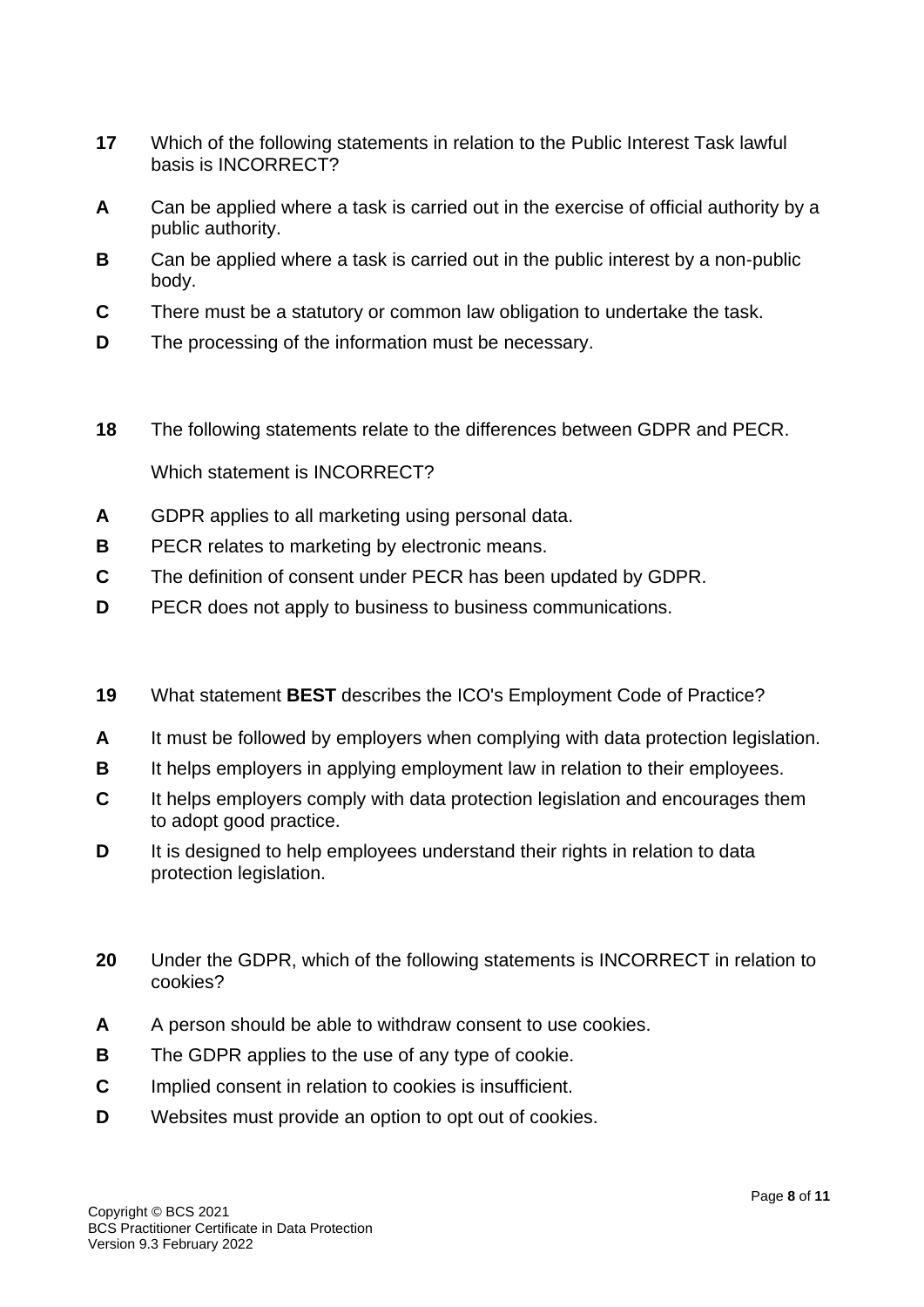**17** Which of the following statements in relation to the Public Interest Task lawful basis is INCORRECT?

**A** Can be applied where a task is carried out in the exercise of official authority by a public authority.

**B** Can be applied where a task is carried out in the public interest by a non-public body.

**C** There must be a statutory or common law obligation to undertake the task.

**D** The processing of the information must be necessary.

**18** The following statements relate to the differences between GDPR and PECR.

Which statement is INCORRECT?

**A** GDPR applies to all marketing using personal data.

**B** PECR relates to marketing by electronic means.

**C** The definition of consent under PECR has been updated by GDPR.

**D** PECR does not apply to business to business communications.

**19** What statement **BEST** describes the ICO's Employment Code of Practice?

**A** It must be followed by employers when complying with data protection legislation.

**B** It helps employers in applying employment law in relation to their employees.

**C** It helps employers comply with data protection legislation and encourages them to adopt good practice.

**D** It is designed to help employees understand their rights in relation to data protection legislation.

**20** Under the GDPR, which of the following statements is INCORRECT in relation to cookies?

**A** A person should be able to withdraw consent to use cookies.

**B** The GDPR applies to the use of any type of cookie.

**C** Implied consent in relation to cookies is insufficient.

**D** Websites must provide an option to opt out of cookies.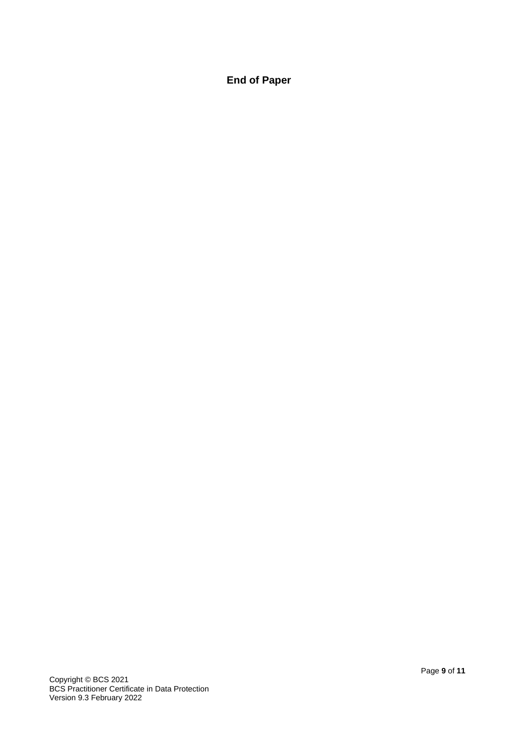**End of Paper**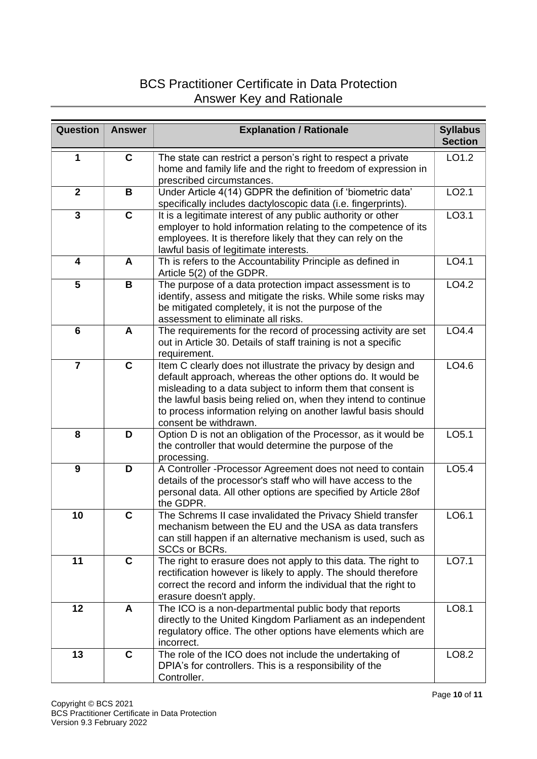# BCS Practitioner Certificate in Data Protection Answer Key and Rationale

| Question | Answer | Explanation / Rationale | Syllabus Section |
|---|---|---|---|
| 1 | C | The state can restrict a person's right to respect a private home and family life and the right to freedom of expression in prescribed circumstances. | LO1.2 |
| 2 | B | Under Article 4(14) GDPR the definition of 'biometric data' specifically includes dactyloscopic data (i.e. fingerprints). | LO2.1 |
| 3 | C | It is a legitimate interest of any public authority or other employer to hold information relating to the competence of its employees. It is therefore likely that they can rely on the lawful basis of legitimate interests. | LO3.1 |
| 4 | A | Th is refers to the Accountability Principle as defined in Article 5(2) of the GDPR. | LO4.1 |
| 5 | B | The purpose of a data protection impact assessment is to identify, assess and mitigate the risks. While some risks may be mitigated completely, it is not the purpose of the assessment to eliminate all risks. | LO4.2 |
| 6 | A | The requirements for the record of processing activity are set out in Article 30. Details of staff training is not a specific requirement. | LO4.4 |
| 7 | C | Item C clearly does not illustrate the privacy by design and default approach, whereas the other options do. It would be misleading to a data subject to inform them that consent is the lawful basis being relied on, when they intend to continue to process information relying on another lawful basis should consent be withdrawn. | LO4.6 |
| 8 | D | Option D is not an obligation of the Processor, as it would be the controller that would determine the purpose of the processing. | LO5.1 |
| 9 | D | A Controller -Processor Agreement does not need to contain details of the processor's staff who will have access to the personal data. All other options are specified by Article 28of the GDPR. | LO5.4 |
| 10 | C | The Schrems II case invalidated the Privacy Shield transfer mechanism between the EU and the USA as data transfers can still happen if an alternative mechanism is used, such as SCCs or BCRs. | LO6.1 |
| 11 | C | The right to erasure does not apply to this data. The right to rectification however is likely to apply. The should therefore correct the record and inform the individual that the right to erasure doesn't apply. | LO7.1 |
| 12 | A | The ICO is a non-departmental public body that reports directly to the United Kingdom Parliament as an independent regulatory office. The other options have elements which are incorrect. | LO8.1 |
| 13 | C | The role of the ICO does not include the undertaking of DPIA's for controllers. This is a responsibility of the Controller. | LO8.2 |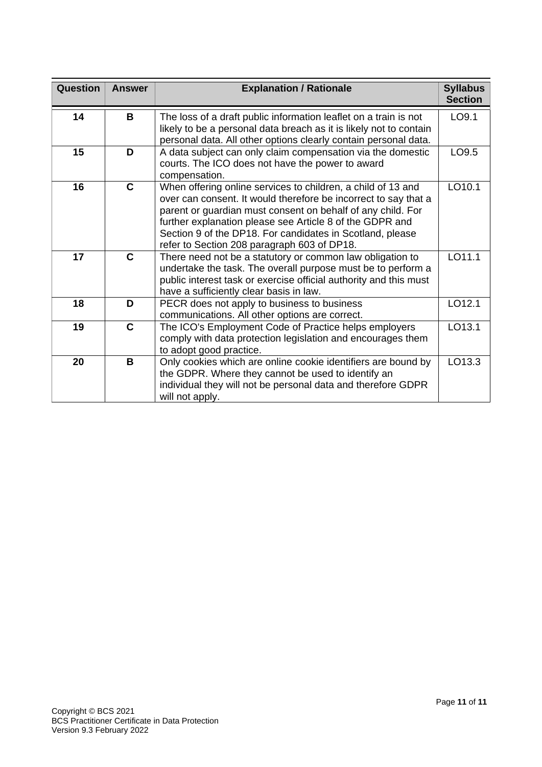| Question | Answer | Explanation / Rationale | Syllabus Section |
|---|---|---|---|
| 14 | B | The loss of a draft public information leaflet on a train is not likely to be a personal data breach as it is likely not to contain personal data. All other options clearly contain personal data. | LO9.1 |
| 15 | D | A data subject can only claim compensation via the domestic courts. The ICO does not have the power to award compensation. | LO9.5 |
| 16 | C | When offering online services to children, a child of 13 and over can consent. It would therefore be incorrect to say that a parent or guardian must consent on behalf of any child. For further explanation please see Article 8 of the GDPR and Section 9 of the DP18. For candidates in Scotland, please refer to Section 208 paragraph 603 of DP18. | LO10.1 |
| 17 | C | There need not be a statutory or common law obligation to undertake the task. The overall purpose must be to perform a public interest task or exercise official authority and this must have a sufficiently clear basis in law. | LO11.1 |
| 18 | D | PECR does not apply to business to business communications. All other options are correct. | LO12.1 |
| 19 | C | The ICO's Employment Code of Practice helps employers comply with data protection legislation and encourages them to adopt good practice. | LO13.1 |
| 20 | B | Only cookies which are online cookie identifiers are bound by the GDPR. Where they cannot be used to identify an individual they will not be personal data and therefore GDPR will not apply. | LO13.3 |

Copyright © BCS 2021
BCS Practitioner Certificate in Data Protection
Version 9.3 February 2022